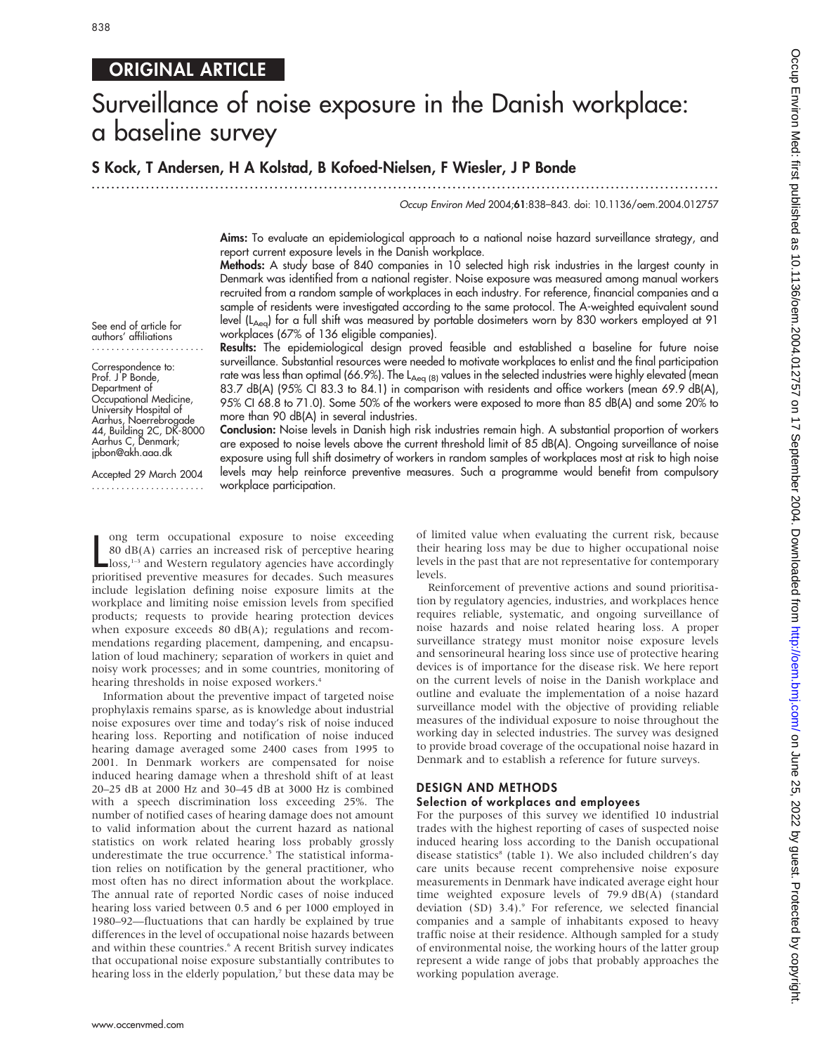ORIGINAL ARTICLE

# Surveillance of noise exposure in the Danish workplace: a baseline survey

**S Kock, T Andersen, H A Kolstad, B Kofoed-Nielsen, F Wiesler, J P Bonde**

See end of article for authors' affiliations

Correspondence to: Prof. J P Bonde, Department of Occupational Medicine, University Hospital of Aarhus, Noerrebrogade 44, Building 2C, DK-8000 Aarhus C, Denmark; jpbon@akh.aaa.dk

Accepted 29 March 2004

**Aims:** To evaluate an epidemiological approach to a national noise hazard surveillance strategy, and report current exposure levels in the Danish workplace.

**Methods:** A study base of 840 companies in 10 selected high risk industries in the largest county in Denmark was identified from a national register. Noise exposure was measured among manual workers recruited from a random sample of workplaces in each industry. For reference, financial companies and a sample of residents were investigated according to the same protocol. The A-weighted equivalent sound level ($L_{Aeq}$) for a full shift was measured by portable dosimeters worn by 830 workers employed at 91 workplaces (67% of 136 eligible companies).

**Results:** The epidemiological design proved feasible and established a baseline for future noise surveillance. Substantial resources were needed to motivate workplaces to enlist and the final participation rate was less than optimal (66.9%). The $L_{Aeq\ (8)}$ values in the selected industries were highly elevated (mean 83.7 dB(A) (95% CI 83.3 to 84.1) in comparison with residents and office workers (mean 69.9 dB(A), 95% CI 68.8 to 71.0). Some 50% of the workers were exposed to more than 85 dB(A) and some 20% to more than 90 dB(A) in several industries.

**Conclusion:** Noise levels in Danish high risk industries remain high. A substantial proportion of workers are exposed to noise levels above the current threshold limit of 85 dB(A). Ongoing surveillance of noise exposure using full shift dosimetry of workers in random samples of workplaces most at risk to high noise levels may help reinforce preventive measures. Such a programme would benefit from compulsory workplace participation.

Long term occupational exposure to noise exceeding 80 dB(A) carries an increased risk of perceptive hearing loss,[1–3] and Western regulatory agencies have accordingly prioritised preventive measures for decades. Such measures include legislation defining noise exposure limits at the workplace and limiting noise emission levels from specified products; requests to provide hearing protection devices when exposure exceeds 80 dB(A); regulations and recommendations regarding placement, dampening, and encapsulation of loud machinery; separation of workers in quiet and noisy work processes; and in some countries, monitoring of hearing thresholds in noise exposed workers.[4]

Information about the preventive impact of targeted noise prophylaxis remains sparse, as is knowledge about industrial noise exposures over time and today's risk of noise induced hearing loss. Reporting and notification of noise induced hearing damage averaged some 2400 cases from 1995 to 2001. In Denmark workers are compensated for noise induced hearing damage when a threshold shift of at least 20–25 dB at 2000 Hz and 30–45 dB at 3000 Hz is combined with a speech discrimination loss exceeding 25%. The number of notified cases of hearing damage does not amount to valid information about the current hazard as national statistics on work related hearing loss probably grossly underestimate the true occurrence.[5] The statistical information relies on notification by the general practitioner, who most often has no direct information about the workplace. The annual rate of reported Nordic cases of noise induced hearing loss varied between 0.5 and 6 per 1000 employed in 1980–92—fluctuations that can hardly be explained by true differences in the level of occupational noise hazards between and within these countries.[6] A recent British survey indicates that occupational noise exposure substantially contributes to hearing loss in the elderly population,[7] but these data may be of limited value when evaluating the current risk, because their hearing loss may be due to higher occupational noise levels in the past that are not representative for contemporary levels.

Reinforcement of preventive actions and sound prioritisation by regulatory agencies, industries, and workplaces hence requires reliable, systematic, and ongoing surveillance of noise hazards and noise related hearing loss. A proper surveillance strategy must monitor noise exposure levels and sensorineural hearing loss since use of protective hearing devices is of importance for the disease risk. We here report on the current levels of noise in the Danish workplace and outline and evaluate the implementation of a noise hazard surveillance model with the objective of providing reliable measures of the individual exposure to noise throughout the working day in selected industries. The survey was designed to provide broad coverage of the occupational noise hazard in Denmark and to establish a reference for future surveys.

## DESIGN AND METHODS

### Selection of workplaces and employees

For the purposes of this survey we identified 10 industrial trades with the highest reporting of cases of suspected noise induced hearing loss according to the Danish occupational disease statistics[8] (table 1). We also included children's day care units because recent comprehensive noise exposure measurements in Denmark have indicated average eight hour time weighted exposure levels of 79.9 dB(A) (standard deviation (SD) 3.4).[9] For reference, we selected financial companies and a sample of inhabitants exposed to heavy traffic noise at their residence. Although sampled for a study of environmental noise, the working hours of the latter group represent a wide range of jobs that probably approaches the working population average.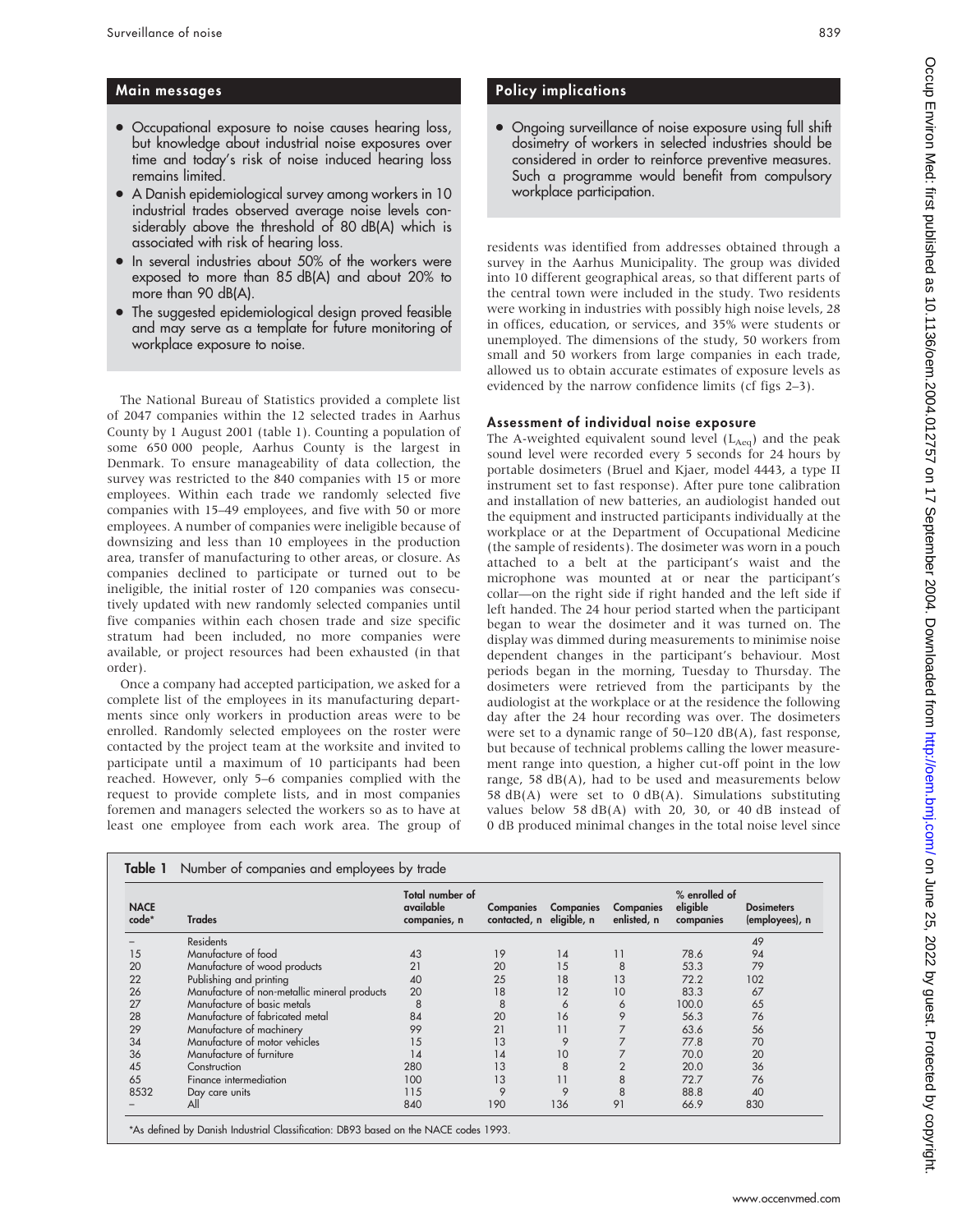## Main messages

- Occupational exposure to noise causes hearing loss, but knowledge about industrial noise exposures over time and today's risk of noise induced hearing loss remains limited.
- A Danish epidemiological survey among workers in 10 industrial trades observed average noise levels considerably above the threshold of 80 dB(A) which is associated with risk of hearing loss.
- In several industries about 50% of the workers were exposed to more than 85 dB(A) and about 20% to more than 90 dB(A).
- The suggested epidemiological design proved feasible and may serve as a template for future monitoring of workplace exposure to noise.

## Policy implications

- Ongoing surveillance of noise exposure using full shift dosimetry of workers in selected industries should be considered in order to reinforce preventive measures. Such a programme would benefit from compulsory workplace participation.

The National Bureau of Statistics provided a complete list of 2047 companies within the 12 selected trades in Aarhus County by 1 August 2001 (table 1). Counting a population of some 650 000 people, Aarhus County is the largest in Denmark. To ensure manageability of data collection, the survey was restricted to the 840 companies with 15 or more employees. Within each trade we randomly selected five companies with 15–49 employees, and five with 50 or more employees. A number of companies were ineligible because of downsizing and less than 10 employees in the production area, transfer of manufacturing to other areas, or closure. As companies declined to participate or turned out to be ineligible, the initial roster of 120 companies was consecutively updated with new randomly selected companies until five companies within each chosen trade and size specific stratum had been included, no more companies were available, or project resources had been exhausted (in that order).

Once a company had accepted participation, we asked for a complete list of the employees in its manufacturing departments since only workers in production areas were to be enrolled. Randomly selected employees on the roster were contacted by the project team at the worksite and invited to participate until a maximum of 10 participants had been reached. However, only 5–6 companies complied with the request to provide complete lists, and in most companies foremen and managers selected the workers so as to have at least one employee from each work area. The group of residents was identified from addresses obtained through a survey in the Aarhus Municipality. The group was divided into 10 different geographical areas, so that different parts of the central town were included in the study. Two residents were working in industries with possibly high noise levels, 28 in offices, education, or services, and 35% were students or unemployed. The dimensions of the study, 50 workers from small and 50 workers from large companies in each trade, allowed us to obtain accurate estimates of exposure levels as evidenced by the narrow confidence limits (cf figs 2–3).

### Assessment of individual noise exposure

The A-weighted equivalent sound level ($L_{Aeq}$) and the peak sound level were recorded every 5 seconds for 24 hours by portable dosimeters (Bruel and Kjaer, model 4443, a type II instrument set to fast response). After pure tone calibration and installation of new batteries, an audiologist handed out the equipment and instructed participants individually at the workplace or at the Department of Occupational Medicine (the sample of residents). The dosimeter was worn in a pouch attached to a belt at the participant's waist and the microphone was mounted at or near the participant's collar—on the right side if right handed and the left side if left handed. The 24 hour period started when the participant began to wear the dosimeter and it was turned on. The display was dimmed during measurements to minimise noise dependent changes in the participant's behaviour. Most periods began in the morning, Tuesday to Thursday. The dosimeters were retrieved from the participants by the audiologist at the workplace or at the residence the following day after the 24 hour recording was over. The dosimeters were set to a dynamic range of 50–120 dB(A), fast response, but because of technical problems calling the lower measurement range into question, a higher cut-off point in the low range, 58 dB(A), had to be used and measurements below 58 dB(A) were set to 0 dB(A). Simulations substituting values below 58 dB(A) with 20, 30, or 40 dB instead of 0 dB produced minimal changes in the total noise level since

**Table 1** Number of companies and employees by trade

| NACE code* | Trades | Total number of available companies, n | Companies contacted, n | Companies eligible, n | Companies enlisted, n | % enrolled of eligible companies | Dosimeters (employees), n |
|---|---|---|---|---|---|---|---|
| – | Residents | | | | | | 49 |
| 15 | Manufacture of food | 43 | 19 | 14 | 11 | 78.6 | 94 |
| 20 | Manufacture of wood products | 21 | 20 | 15 | 8 | 53.3 | 79 |
| 22 | Publishing and printing | 40 | 25 | 18 | 13 | 72.2 | 102 |
| 26 | Manufacture of non-metallic mineral products | 20 | 18 | 12 | 10 | 83.3 | 67 |
| 27 | Manufacture of basic metals | 8 | 8 | 6 | 6 | 100.0 | 65 |
| 28 | Manufacture of fabricated metal | 84 | 20 | 16 | 9 | 56.3 | 76 |
| 29 | Manufacture of machinery | 99 | 21 | 11 | 7 | 63.6 | 56 |
| 34 | Manufacture of motor vehicles | 15 | 13 | 9 | 7 | 77.8 | 70 |
| 36 | Manufacture of furniture | 14 | 14 | 10 | 7 | 70.0 | 20 |
| 45 | Construction | 280 | 13 | 8 | 2 | 20.0 | 36 |
| 65 | Finance intermediation | 100 | 13 | 11 | 8 | 72.7 | 76 |
| 8532 | Day care units | 115 | 9 | 9 | 8 | 88.8 | 40 |
| – | All | 840 | 190 | 136 | 91 | 66.9 | 830 |

*As defined by Danish Industrial Classification: DB93 based on the NACE codes 1993.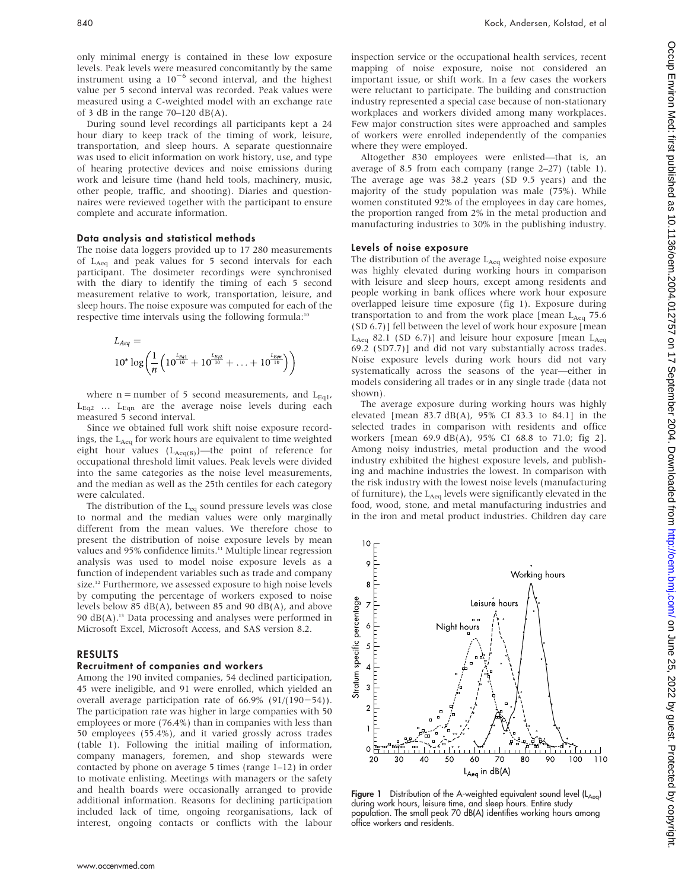only minimal energy is contained in these low exposure levels. Peak levels were measured concomitantly by the same instrument using a $10^{-6}$ second interval, and the highest value per 5 second interval was recorded. Peak values were measured using a C-weighted model with an exchange rate of 3 dB in the range 70–120 dB(A).

During sound level recordings all participants kept a 24 hour diary to keep track of the timing of work, leisure, transportation, and sleep hours. A separate questionnaire was used to elicit information on work history, use, and type of hearing protective devices and noise emissions during work and leisure time (hand held tools, machinery, music, other people, traffic, and shooting). Diaries and questionnaires were reviewed together with the participant to ensure complete and accurate information.

### Data analysis and statistical methods

The noise data loggers provided up to 17 280 measurements of $L_{Aeq}$ and peak values for 5 second intervals for each participant. The dosimeter recordings were synchronised with the diary to identify the timing of each 5 second measurement relative to work, transportation, leisure, and sleep hours. The noise exposure was computed for each of the respective time intervals using the following formula:[10]

$$L_{Aeq} = 10^{*}\log\left(\frac{1}{n}\left(10^{\frac{L_{Eq1}}{10}} + 10^{\frac{L_{Eq2}}{10}} + \ldots + 10^{\frac{L_{Eqn}}{10}}\right)\right)$$

where n = number of 5 second measurements, and $L_{Eq1}$, $L_{Eq2}$ … $L_{Eqn}$ are the average noise levels during each measured 5 second interval.

Since we obtained full work shift noise exposure recordings, the $L_{Aeq}$ for work hours are equivalent to time weighted eight hour values ($L_{Aeq(8)}$)—the point of reference for occupational threshold limit values. Peak levels were divided into the same categories as the noise level measurements, and the median as well as the 25th centiles for each category were calculated.

The distribution of the $L_{eq}$ sound pressure levels was close to normal and the median values were only marginally different from the mean values. We therefore chose to present the distribution of noise exposure levels by mean values and 95% confidence limits.[11] Multiple linear regression analysis was used to model noise exposure levels as a function of independent variables such as trade and company size.[12] Furthermore, we assessed exposure to high noise levels by computing the percentage of workers exposed to noise levels below 85 dB(A), between 85 and 90 dB(A), and above 90 dB(A).[13] Data processing and analyses were performed in Microsoft Excel, Microsoft Access, and SAS version 8.2.

## RESULTS

### Recruitment of companies and workers

Among the 190 invited companies, 54 declined participation, 45 were ineligible, and 91 were enrolled, which yielded an overall average participation rate of 66.9% (91/(190−54)). The participation rate was higher in large companies with 50 employees or more (76.4%) than in companies with less than 50 employees (55.4%), and it varied grossly across trades (table 1). Following the initial mailing of information, company managers, foremen, and shop stewards were contacted by phone on average 5 times (range 1–12) in order to motivate enlisting. Meetings with managers or the safety and health boards were occasionally arranged to provide additional information. Reasons for declining participation included lack of time, ongoing reorganisations, lack of interest, ongoing contacts or conflicts with the labour inspection service or the occupational health services, recent mapping of noise exposure, noise not considered an important issue, or shift work. In a few cases the workers were reluctant to participate. The building and construction industry represented a special case because of non-stationary workplaces and workers divided among many workplaces. Few major construction sites were approached and samples of workers were enrolled independently of the companies where they were employed.

Altogether 830 employees were enlisted—that is, an average of 8.5 from each company (range 2–27) (table 1). The average age was 38.2 years (SD 9.5 years) and the majority of the study population was male (75%). While women constituted 92% of the employees in day care homes, the proportion ranged from 2% in the metal production and manufacturing industries to 30% in the publishing industry.

### Levels of noise exposure

The distribution of the average $L_{Aeq}$ weighted noise exposure was highly elevated during working hours in comparison with leisure and sleep hours, except among residents and people working in bank offices where work hour exposure overlapped leisure time exposure (fig 1). Exposure during transportation to and from the work place [mean $L_{Aeq}$ 75.6 (SD 6.7)] fell between the level of work hour exposure [mean $L_{Aeq}$ 82.1 (SD 6.7)] and leisure hour exposure [mean $L_{Aeq}$ 69.2 (SD7.7)] and did not vary substantially across trades. Noise exposure levels during work hours did not vary systematically across the seasons of the year—either in models considering all trades or in any single trade (data not shown).

The average exposure during working hours was highly elevated [mean 83.7 dB(A), 95% CI 83.3 to 84.1] in the selected trades in comparison with residents and office workers [mean 69.9 dB(A), 95% CI 68.8 to 71.0; fig 2]. Among noisy industries, metal production and the wood industry exhibited the highest exposure levels, and publishing and machine industries the lowest. In comparison with the risk industry with the lowest noise levels (manufacturing of furniture), the $L_{Aeq}$ levels were significantly elevated in the food, wood, stone, and metal manufacturing industries and in the iron and metal product industries. Children day care

**Figure 1** Distribution of the A-weighted equivalent sound level ($L_{Aeq}$) during work hours, leisure time, and sleep hours. Entire study population. The small peak 70 dB(A) identifies working hours among office workers and residents.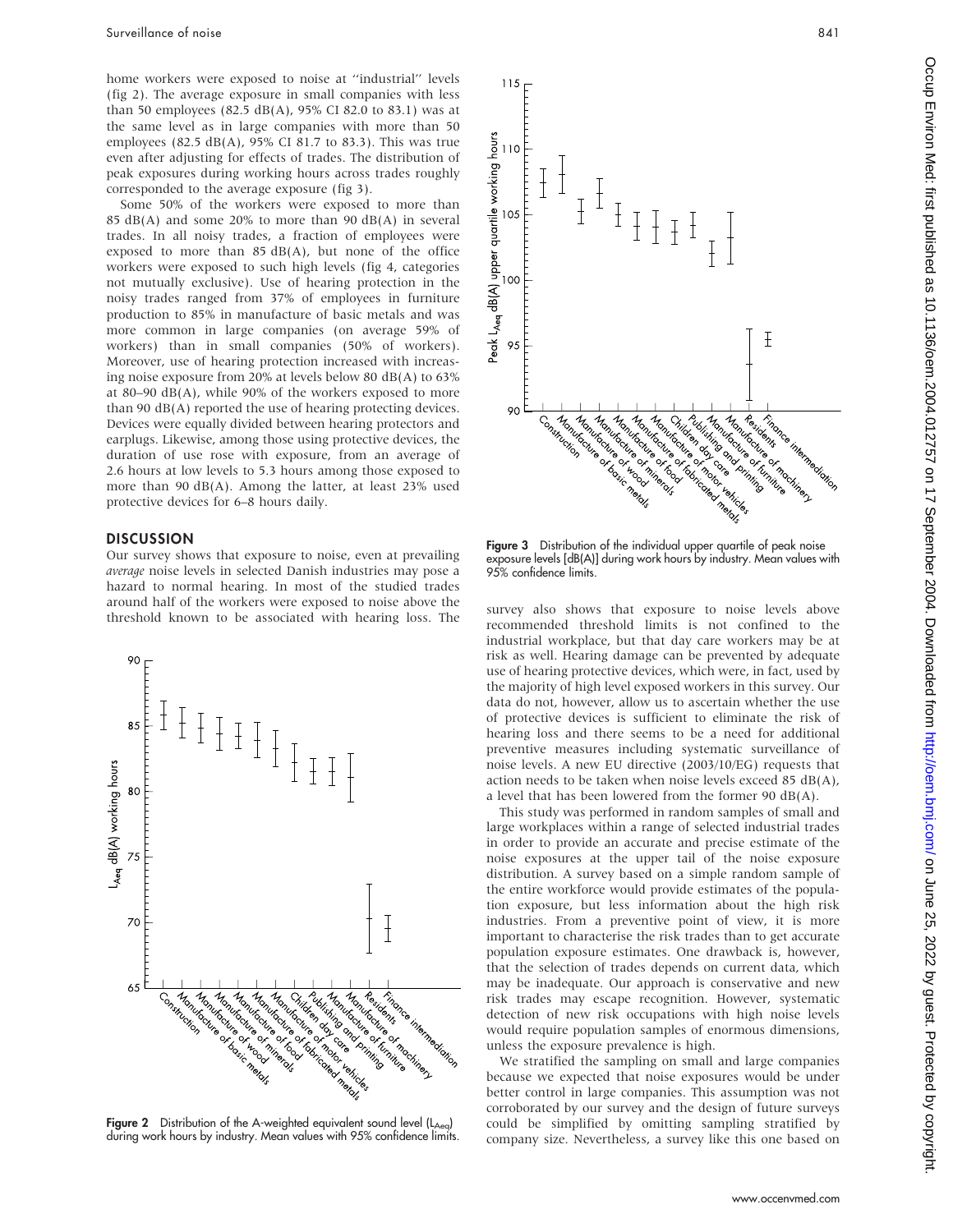home workers were exposed to noise at ''industrial'' levels (fig 2). The average exposure in small companies with less than 50 employees (82.5 dB(A), 95% CI 82.0 to 83.1) was at the same level as in large companies with more than 50 employees (82.5 dB(A), 95% CI 81.7 to 83.3). This was true even after adjusting for effects of trades. The distribution of peak exposures during working hours across trades roughly corresponded to the average exposure (fig 3).

Some 50% of the workers were exposed to more than 85 dB(A) and some 20% to more than 90 dB(A) in several trades. In all noisy trades, a fraction of employees were exposed to more than 85 dB(A), but none of the office workers were exposed to such high levels (fig 4, categories not mutually exclusive). Use of hearing protection in the noisy trades ranged from 37% of employees in furniture production to 85% in manufacture of basic metals and was more common in large companies (on average 59% of workers) than in small companies (50% of workers). Moreover, use of hearing protection increased with increasing noise exposure from 20% at levels below 80 dB(A) to 63% at 80–90 dB(A), while 90% of the workers exposed to more than 90 dB(A) reported the use of hearing protecting devices. Devices were equally divided between hearing protectors and earplugs. Likewise, among those using protective devices, the duration of use rose with exposure, from an average of 2.6 hours at low levels to 5.3 hours among those exposed to more than 90 dB(A). Among the latter, at least 23% used protective devices for 6–8 hours daily.

## DISCUSSION

Our survey shows that exposure to noise, even at prevailing *average* noise levels in selected Danish industries may pose a hazard to normal hearing. In most of the studied trades around half of the workers were exposed to noise above the threshold known to be associated with hearing loss. The survey also shows that exposure to noise levels above recommended threshold limits is not confined to the industrial workplace, but that day care workers may be at risk as well. Hearing damage can be prevented by adequate use of hearing protective devices, which were, in fact, used by the majority of high level exposed workers in this survey. Our data do not, however, allow us to ascertain whether the use of protective devices is sufficient to eliminate the risk of hearing loss and there seems to be a need for additional preventive measures including systematic surveillance of noise levels. A new EU directive (2003/10/EG) requests that action needs to be taken when noise levels exceed 85 dB(A), a level that has been lowered from the former 90 dB(A).

**Figure 2** Distribution of the A-weighted equivalent sound level ($L_{Aeq}$) during work hours by industry. Mean values with 95% confidence limits.

**Figure 3** Distribution of the individual upper quartile of peak noise exposure levels [dB(A)] during work hours by industry. Mean values with 95% confidence limits.

This study was performed in random samples of small and large workplaces within a range of selected industrial trades in order to provide an accurate and precise estimate of the noise exposures at the upper tail of the noise exposure distribution. A survey based on a simple random sample of the entire workforce would provide estimates of the population exposure, but less information about the high risk industries. From a preventive point of view, it is more important to characterise the risk trades than to get accurate population exposure estimates. One drawback is, however, that the selection of trades depends on current data, which may be inadequate. Our approach is conservative and new risk trades may escape recognition. However, systematic detection of new risk occupations with high noise levels would require population samples of enormous dimensions, unless the exposure prevalence is high.

We stratified the sampling on small and large companies because we expected that noise exposures would be under better control in large companies. This assumption was not corroborated by our survey and the design of future surveys could be simplified by omitting sampling stratified by company size. Nevertheless, a survey like this one based on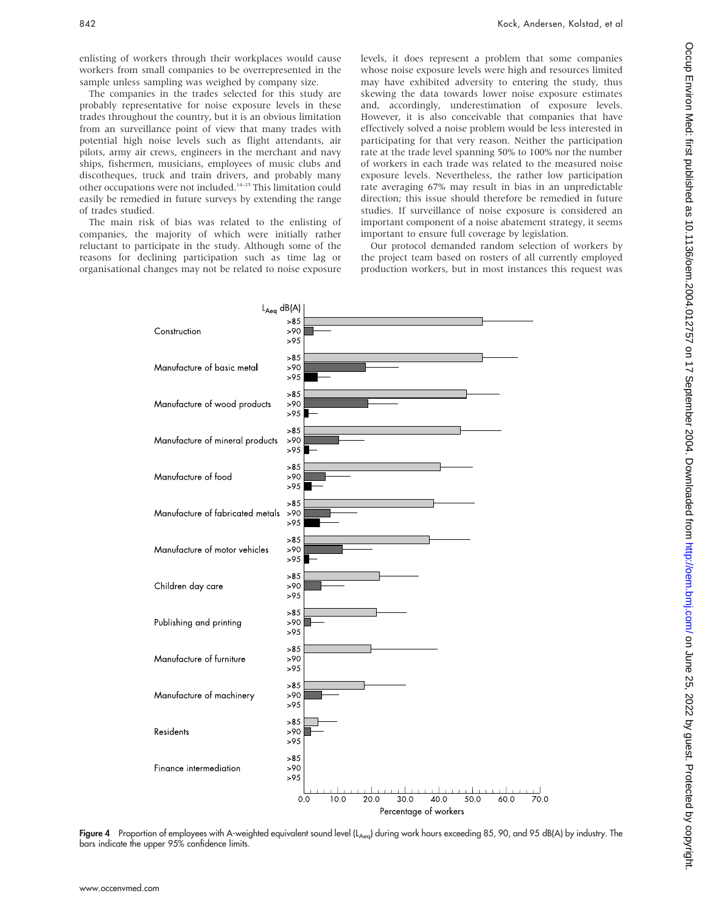enlisting of workers through their workplaces would cause workers from small companies to be overrepresented in the sample unless sampling was weighed by company size.

The companies in the trades selected for this study are probably representative for noise exposure levels in these trades throughout the country, but it is an obvious limitation from an surveillance point of view that many trades with potential high noise levels such as flight attendants, air pilots, army air crews, engineers in the merchant and navy ships, fishermen, musicians, employees of music clubs and discotheques, truck and train drivers, and probably many other occupations were not included.[14–25] This limitation could easily be remedied in future surveys by extending the range of trades studied.

The main risk of bias was related to the enlisting of companies, the majority of which were initially rather reluctant to participate in the study. Although some of the reasons for declining participation such as time lag or organisational changes may not be related to noise exposure levels, it does represent a problem that some companies whose noise exposure levels were high and resources limited may have exhibited adversity to entering the study, thus skewing the data towards lower noise exposure estimates and, accordingly, underestimation of exposure levels. However, it is also conceivable that companies that have effectively solved a noise problem would be less interested in participating for that very reason. Neither the participation rate at the trade level spanning 50% to 100% nor the number of workers in each trade was related to the measured noise exposure levels. Nevertheless, the rather low participation rate averaging 67% may result in bias in an unpredictable direction; this issue should therefore be remedied in future studies. If surveillance of noise exposure is considered an important component of a noise abatement strategy, it seems important to ensure full coverage by legislation.

Our protocol demanded random selection of workers by the project team based on rosters of all currently employed production workers, but in most instances this request was

**Figure 4** Proportion of employees with A-weighted equivalent sound level ($L_{Aeq}$) during work hours exceeding 85, 90, and 95 dB(A) by industry. The bars indicate the upper 95% confidence limits.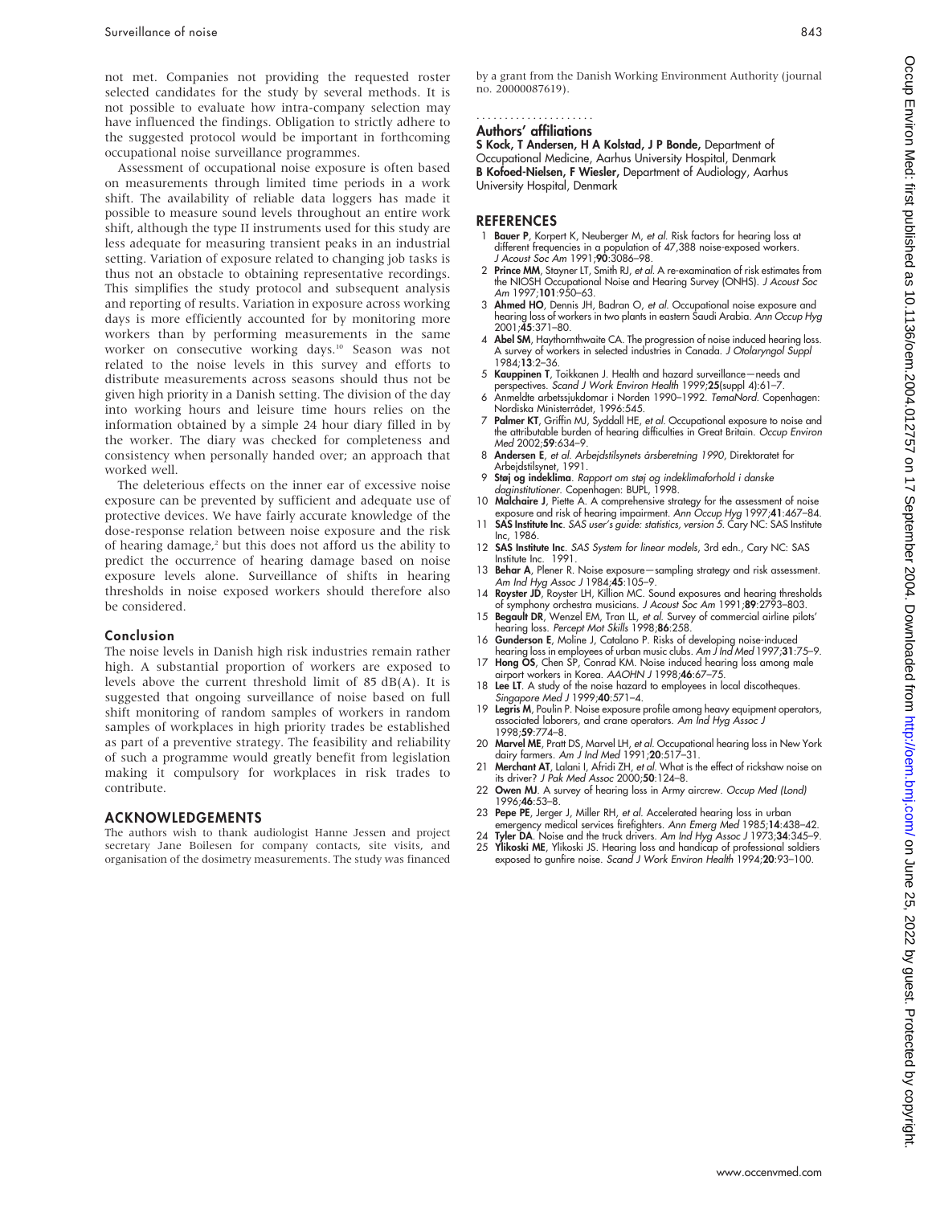not met. Companies not providing the requested roster selected candidates for the study by several methods. It is not possible to evaluate how intra-company selection may have influenced the findings. Obligation to strictly adhere to the suggested protocol would be important in forthcoming occupational noise surveillance programmes.

Assessment of occupational noise exposure is often based on measurements through limited time periods in a work shift. The availability of reliable data loggers has made it possible to measure sound levels throughout an entire work shift, although the type II instruments used for this study are less adequate for measuring transient peaks in an industrial setting. Variation of exposure related to changing job tasks is thus not an obstacle to obtaining representative recordings. This simplifies the study protocol and subsequent analysis and reporting of results. Variation in exposure across working days is more efficiently accounted for by monitoring more workers than by performing measurements in the same worker on consecutive working days.[10] Season was not related to the noise levels in this survey and efforts to distribute measurements across seasons should thus not be given high priority in a Danish setting. The division of the day into working hours and leisure time hours relies on the information obtained by a simple 24 hour diary filled in by the worker. The diary was checked for completeness and consistency when personally handed over; an approach that worked well.

The deleterious effects on the inner ear of excessive noise exposure can be prevented by sufficient and adequate use of protective devices. We have fairly accurate knowledge of the dose-response relation between noise exposure and the risk of hearing damage,[2] but this does not afford us the ability to predict the occurrence of hearing damage based on noise exposure levels alone. Surveillance of shifts in hearing thresholds in noise exposed workers should therefore also be considered.

## Conclusion

The noise levels in Danish high risk industries remain rather high. A substantial proportion of workers are exposed to levels above the current threshold limit of 85 dB(A). It is suggested that ongoing surveillance of noise based on full shift monitoring of random samples of workers in random samples of workplaces in high priority trades be established as part of a preventive strategy. The feasibility and reliability of such a programme would greatly benefit from legislation making it compulsory for workplaces in risk trades to contribute.

## ACKNOWLEDGEMENTS

The authors wish to thank audiologist Hanne Jessen and project secretary Jane Boilesen for company contacts, site visits, and organisation of the dosimetry measurements. The study was financed by a grant from the Danish Working Environment Authority (journal no. 20000087619).

### Authors' affiliations

**S Kock, T Andersen, H A Kolstad, J P Bonde,** Department of Occupational Medicine, Aarhus University Hospital, Denmark
**B Kofoed-Nielsen, F Wiesler,** Department of Audiology, Aarhus University Hospital, Denmark

## REFERENCES

1. **Bauer P**, Korpert K, Neuberger M, *et al.* Risk factors for hearing loss at different frequencies in a population of 47,388 noise-exposed workers. *J Acoust Soc Am* 1991;**90**:3086–98.
2. **Prince MM**, Stayner LT, Smith RJ, *et al.* A re-examination of risk estimates from the NIOSH Occupational Noise and Hearing Survey (ONHS). *J Acoust Soc Am* 1997;**101**:950–63.
3. **Ahmed HO**, Dennis JH, Badran O, *et al.* Occupational noise exposure and hearing loss of workers in two plants in eastern Saudi Arabia. *Ann Occup Hyg* 2001;**45**:371–80.
4. **Abel SM**, Haythornthwaite CA. The progression of noise induced hearing loss. A survey of workers in selected industries in Canada. *J Otolaryngol Suppl* 1984;**13**:2–36.
5. **Kauppinen T**, Toikkanen J. Health and hazard surveillance—needs and perspectives. *Scand J Work Environ Health* 1999;**25**(suppl 4):61–7.
6. Anmeldte arbetssjukdomar i Norden 1990–1992. *TemaNord*. Copenhagen: Nordiska Ministerrådet, 1996:545.
7. **Palmer KT**, Griffin MJ, Syddall HE, *et al.* Occupational exposure to noise and the attributable burden of hearing difficulties in Great Britain. *Occup Environ Med* 2002;**59**:634–9.
8. **Andersen E**, *et al. Arbejdstilsynets årsberetning 1990*, Direktoratet for Arbejdstilsynet, 1991.
9. **Støj og indeklima**. *Rapport om støj og indeklimaforhold i danske daginstitutioner*. Copenhagen: BUPL, 1998.
10. **Malchaire J**, Piette A. A comprehensive strategy for the assessment of noise exposure and risk of hearing impairment. *Ann Occup Hyg* 1997;**41**:467–84.
11. **SAS Institute Inc**. *SAS user's guide: statistics, version 5*. Cary NC: SAS Institute Inc, 1986.
12. **SAS Institute Inc**. *SAS System for linear models*, 3rd edn., Cary NC: SAS Institute Inc. 1991.
13. **Behar A**, Plener R. Noise exposure—sampling strategy and risk assessment. *Am Ind Hyg Assoc J* 1984;**45**:105–9.
14. **Royster JD**, Royster LH, Killion MC. Sound exposures and hearing thresholds of symphony orchestra musicians. *J Acoust Soc Am* 1991;**89**:2793–803.
15. **Begault DR**, Wenzel EM, Tran LL, *et al.* Survey of commercial airline pilots' hearing loss. *Percept Mot Skills* 1998;**86**:258.
16. **Gunderson E**, Moline J, Catalano P. Risks of developing noise-induced hearing loss in employees of urban music clubs. *Am J Ind Med* 1997;**31**:75–9.
17. **Hong OS**, Chen SP, Conrad KM. Noise induced hearing loss among male airport workers in Korea. *AAOHN J* 1998;**46**:67–75.
18. **Lee LT**. A study of the noise hazard to employees in local discotheques. *Singapore Med J* 1999;**40**:571–4.
19. **Legris M**, Poulin P. Noise exposure profile among heavy equipment operators, associated laborers, and crane operators. *Am Ind Hyg Assoc J* 1998;**59**:774–8.
20. **Marvel ME**, Pratt DS, Marvel LH, *et al.* Occupational hearing loss in New York dairy farmers. *Am J Ind Med* 1991;**20**:517–31.
21. **Merchant AT**, Lalani I, Afridi ZH, *et al.* What is the effect of rickshaw noise on its driver? *J Pak Med Assoc* 2000;**50**:124–8.
22. **Owen MJ**. A survey of hearing loss in Army aircrew. *Occup Med (Lond)* 1996;**46**:53–8.
23. **Pepe PE**, Jerger J, Miller RH, *et al.* Accelerated hearing loss in urban emergency medical services firefighters. *Ann Emerg Med* 1985;**14**:438–42.
24. **Tyler DA**. Noise and the truck drivers. *Am Ind Hyg Assoc J* 1973;**34**:345–9.
25. **Ylikoski ME**, Ylikoski JS. Hearing loss and handicap of professional soldiers exposed to gunfire noise. *Scand J Work Environ Health* 1994;**20**:93–100.